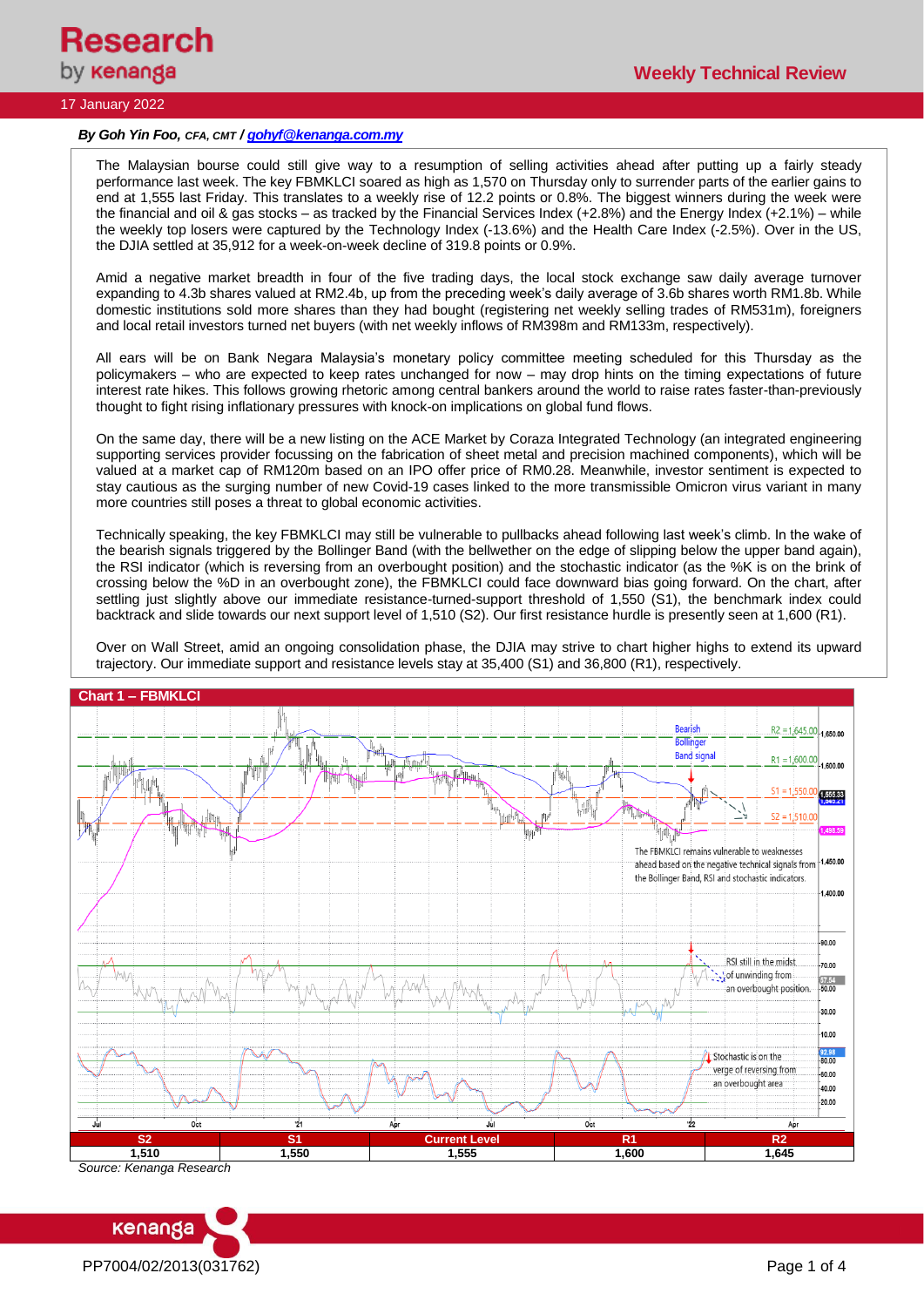# Research by Kenanga

## Weekly Technical Review

17 January 2022

*By Goh Yin Foo, CFA, CMT / gohyf@kenanga.com.my*

The Malaysian bourse could still give way to a resumption of selling activities ahead after putting up a fairly steady performance last week. The key FBMKLCI soared as high as 1,570 on Thursday only to surrender parts of the earlier gains to end at 1,555 last Friday. This translates to a weekly rise of 12.2 points or 0.8%. The biggest winners during the week were the financial and oil & gas stocks – as tracked by the Financial Services Index (+2.8%) and the Energy Index (+2.1%) – while the weekly top losers were captured by the Technology Index (-13.6%) and the Health Care Index (-2.5%). Over in the US, the DJIA settled at 35,912 for a week-on-week decline of 319.8 points or 0.9%.

Amid a negative market breadth in four of the five trading days, the local stock exchange saw daily average turnover expanding to 4.3b shares valued at RM2.4b, up from the preceding week's daily average of 3.6b shares worth RM1.8b. While domestic institutions sold more shares than they had bought (registering net weekly selling trades of RM531m), foreigners and local retail investors turned net buyers (with net weekly inflows of RM398m and RM133m, respectively).

All ears will be on Bank Negara Malaysia's monetary policy committee meeting scheduled for this Thursday as the policymakers – who are expected to keep rates unchanged for now – may drop hints on the timing expectations of future interest rate hikes. This follows growing rhetoric among central bankers around the world to raise rates faster-than-previously thought to fight rising inflationary pressures with knock-on implications on global fund flows.

On the same day, there will be a new listing on the ACE Market by Coraza Integrated Technology (an integrated engineering supporting services provider focussing on the fabrication of sheet metal and precision machined components), which will be valued at a market cap of RM120m based on an IPO offer price of RM0.28. Meanwhile, investor sentiment is expected to stay cautious as the surging number of new Covid-19 cases linked to the more transmissible Omicron virus variant in many more countries still poses a threat to global economic activities.

Technically speaking, the key FBMKLCI may still be vulnerable to pullbacks ahead following last week's climb. In the wake of the bearish signals triggered by the Bollinger Band (with the bellwether on the edge of slipping below the upper band again), the RSI indicator (which is reversing from an overbought position) and the stochastic indicator (as the %K is on the brink of crossing below the %D in an overbought zone), the FBMKLCI could face downward bias going forward. On the chart, after settling just slightly above our immediate resistance-turned-support threshold of 1,550 (S1), the benchmark index could backtrack and slide towards our next support level of 1,510 (S2). Our first resistance hurdle is presently seen at 1,600 (R1).

Over on Wall Street, amid an ongoing consolidation phase, the DJIA may strive to chart higher highs to extend its upward trajectory. Our immediate support and resistance levels stay at 35,400 (S1) and 36,800 (R1), respectively.

**Chart 1 – FBMKLCI**

| S2 | S1 | Current Level | R1 | R2 |
|---|---|---|---|---|
| 1,510 | 1,550 | 1,555 | 1,600 | 1,645 |

*Source: Kenanga Research*

PP7004/02/2013(031762)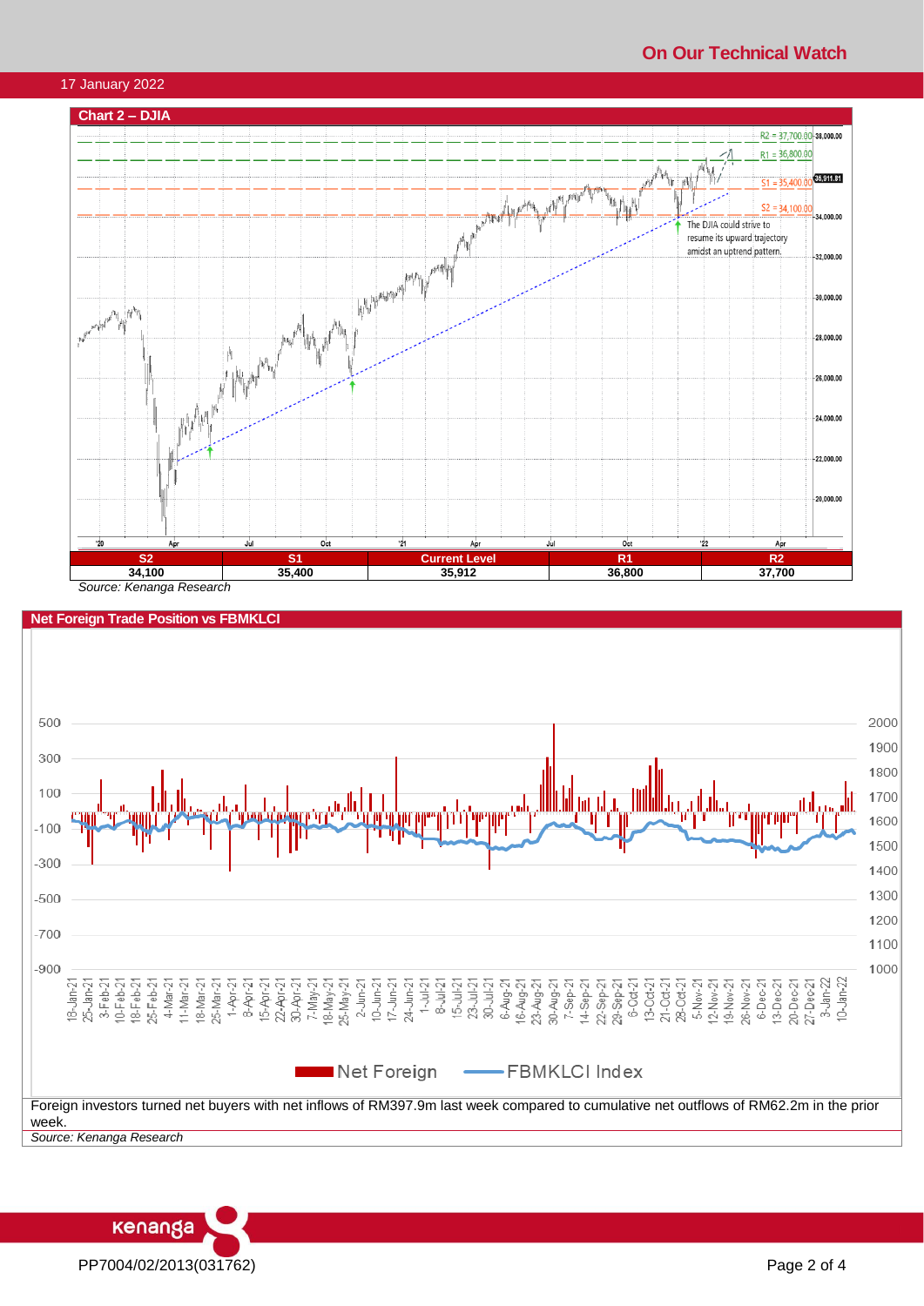## Chart 2 – DJIA

| S2 | S1 | Current Level | R1 | R2 |
|---|---|---|---|---|
| 34,100 | 35,400 | 35,912 | 36,800 | 37,700 |

*Source: Kenanga Research*

## Net Foreign Trade Position vs FBMKLCI

Foreign investors turned net buyers with net inflows of RM397.9m last week compared to cumulative net outflows of RM62.2m in the prior week.

*Source: Kenanga Research*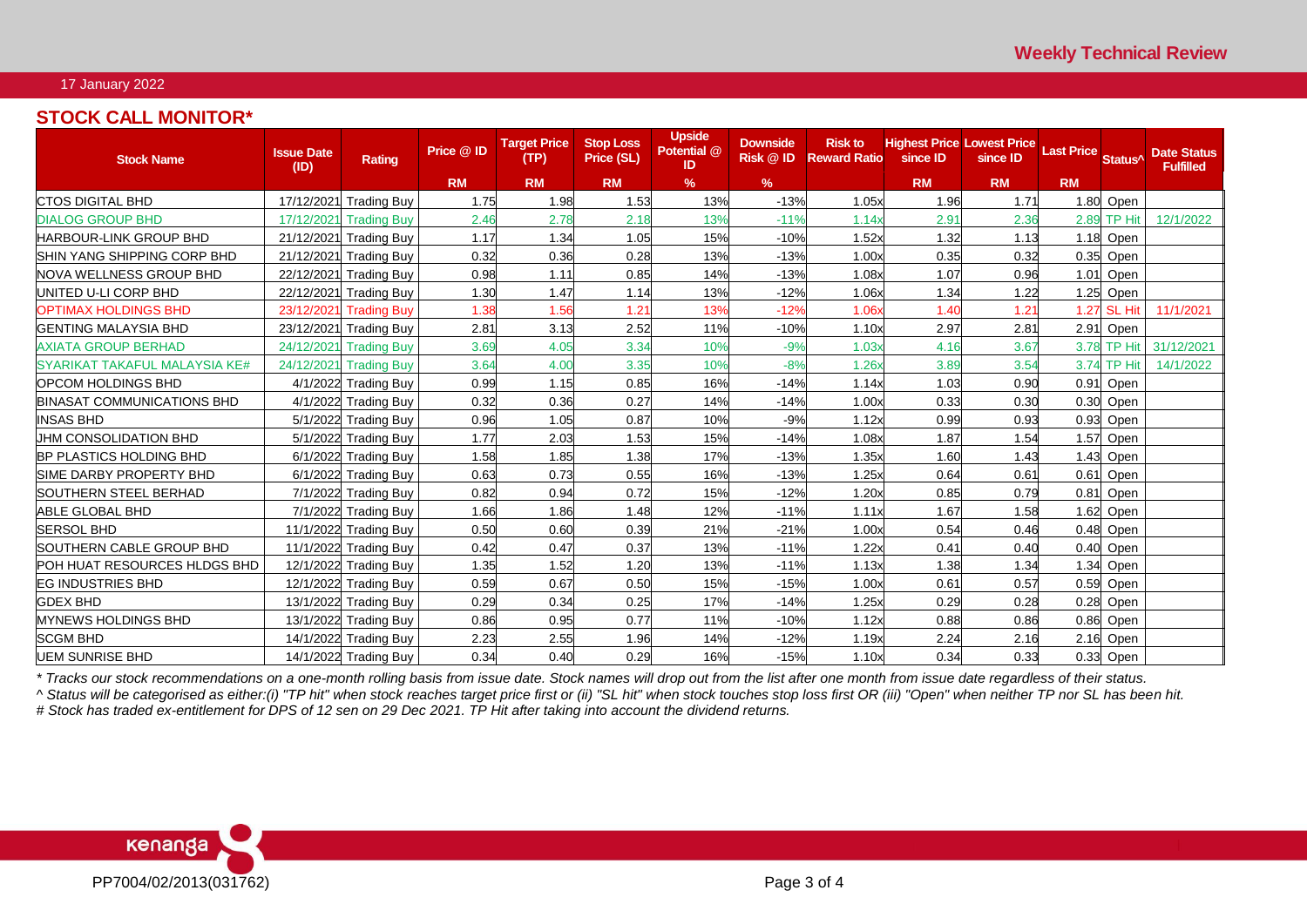17 January 2022

## STOCK CALL MONITOR*

| Stock Name | Issue Date (ID) | Rating | Price @ ID | Target Price (TP) | Stop Loss Price (SL) | Upside Potential @ ID | Downside Risk @ ID | Risk to Reward Ratio | Highest Price since ID | Lowest Price since ID | Last Price | Status^ | Date Status Fulfilled |
|---|---|---|---|---|---|---|---|---|---|---|---|---|---|
| | | | RM | RM | RM | % | % | | RM | RM | RM | | |
| CTOS DIGITAL BHD | 17/12/2021 | Trading Buy | 1.75 | 1.98 | 1.53 | 13% | -13% | 1.05x | 1.96 | 1.71 | 1.80 | Open | |
| DIALOG GROUP BHD | 17/12/2021 | Trading Buy | 2.46 | 2.78 | 2.18 | 13% | -11% | 1.14x | 2.91 | 2.36 | 2.89 | TP Hit | 12/1/2022 |
| HARBOUR-LINK GROUP BHD | 21/12/2021 | Trading Buy | 1.17 | 1.34 | 1.05 | 15% | -10% | 1.52x | 1.32 | 1.13 | 1.18 | Open | |
| SHIN YANG SHIPPING CORP BHD | 21/12/2021 | Trading Buy | 0.32 | 0.36 | 0.28 | 13% | -13% | 1.00x | 0.35 | 0.32 | 0.35 | Open | |
| NOVA WELLNESS GROUP BHD | 22/12/2021 | Trading Buy | 0.98 | 1.11 | 0.85 | 14% | -13% | 1.08x | 1.07 | 0.96 | 1.01 | Open | |
| UNITED U-LI CORP BHD | 22/12/2021 | Trading Buy | 1.30 | 1.47 | 1.14 | 13% | -12% | 1.06x | 1.34 | 1.22 | 1.25 | Open | |
| OPTIMAX HOLDINGS BHD | 23/12/2021 | Trading Buy | 1.38 | 1.56 | 1.21 | 13% | -12% | 1.06x | 1.40 | 1.21 | 1.27 | SL Hit | 11/1/2021 |
| GENTING MALAYSIA BHD | 23/12/2021 | Trading Buy | 2.81 | 3.13 | 2.52 | 11% | -10% | 1.10x | 2.97 | 2.81 | 2.91 | Open | |
| AXIATA GROUP BERHAD | 24/12/2021 | Trading Buy | 3.69 | 4.05 | 3.34 | 10% | -9% | 1.03x | 4.16 | 3.67 | 3.78 | TP Hit | 31/12/2021 |
| SYARIKAT TAKAFUL MALAYSIA KE# | 24/12/2021 | Trading Buy | 3.64 | 4.00 | 3.35 | 10% | -8% | 1.26x | 3.89 | 3.54 | 3.74 | TP Hit | 14/1/2022 |
| OPCOM HOLDINGS BHD | 4/1/2022 | Trading Buy | 0.99 | 1.15 | 0.85 | 16% | -14% | 1.14x | 1.03 | 0.90 | 0.91 | Open | |
| BINASAT COMMUNICATIONS BHD | 4/1/2022 | Trading Buy | 0.32 | 0.36 | 0.27 | 14% | -14% | 1.00x | 0.33 | 0.30 | 0.30 | Open | |
| INSAS BHD | 5/1/2022 | Trading Buy | 0.96 | 1.05 | 0.87 | 10% | -9% | 1.12x | 0.99 | 0.93 | 0.93 | Open | |
| JHM CONSOLIDATION BHD | 5/1/2022 | Trading Buy | 1.77 | 2.03 | 1.53 | 15% | -14% | 1.08x | 1.87 | 1.54 | 1.57 | Open | |
| BP PLASTICS HOLDING BHD | 6/1/2022 | Trading Buy | 1.58 | 1.85 | 1.38 | 17% | -13% | 1.35x | 1.60 | 1.43 | 1.43 | Open | |
| SIME DARBY PROPERTY BHD | 6/1/2022 | Trading Buy | 0.63 | 0.73 | 0.55 | 16% | -13% | 1.25x | 0.64 | 0.61 | 0.61 | Open | |
| SOUTHERN STEEL BERHAD | 7/1/2022 | Trading Buy | 0.82 | 0.94 | 0.72 | 15% | -12% | 1.20x | 0.85 | 0.79 | 0.81 | Open | |
| ABLE GLOBAL BHD | 7/1/2022 | Trading Buy | 1.66 | 1.86 | 1.48 | 12% | -11% | 1.11x | 1.67 | 1.58 | 1.62 | Open | |
| SERSOL BHD | 11/1/2022 | Trading Buy | 0.50 | 0.60 | 0.39 | 21% | -21% | 1.00x | 0.54 | 0.46 | 0.48 | Open | |
| SOUTHERN CABLE GROUP BHD | 11/1/2022 | Trading Buy | 0.42 | 0.47 | 0.37 | 13% | -11% | 1.22x | 0.41 | 0.40 | 0.40 | Open | |
| POH HUAT RESOURCES HLDGS BHD | 12/1/2022 | Trading Buy | 1.35 | 1.52 | 1.20 | 13% | -11% | 1.13x | 1.38 | 1.34 | 1.34 | Open | |
| EG INDUSTRIES BHD | 12/1/2022 | Trading Buy | 0.59 | 0.67 | 0.50 | 15% | -15% | 1.00x | 0.61 | 0.57 | 0.59 | Open | |
| GDEX BHD | 13/1/2022 | Trading Buy | 0.29 | 0.34 | 0.25 | 17% | -14% | 1.25x | 0.29 | 0.28 | 0.28 | Open | |
| MYNEWS HOLDINGS BHD | 13/1/2022 | Trading Buy | 0.86 | 0.95 | 0.77 | 11% | -10% | 1.12x | 0.88 | 0.86 | 0.86 | Open | |
| SCGM BHD | 14/1/2022 | Trading Buy | 2.23 | 2.55 | 1.96 | 14% | -12% | 1.19x | 2.24 | 2.16 | 2.16 | Open | |
| UEM SUNRISE BHD | 14/1/2022 | Trading Buy | 0.34 | 0.40 | 0.29 | 16% | -15% | 1.10x | 0.34 | 0.33 | 0.33 | Open | |

*\* Tracks our stock recommendations on a one-month rolling basis from issue date. Stock names will drop out from the list after one month from issue date regardless of their status.*

*^ Status will be categorised as either:(i) "TP hit" when stock reaches target price first or (ii) "SL hit" when stock touches stop loss first OR (iii) "Open" when neither TP nor SL has been hit.*

*# Stock has traded ex-entitlement for DPS of 12 sen on 29 Dec 2021. TP Hit after taking into account the dividend returns.*

PP7004/02/2013(031762)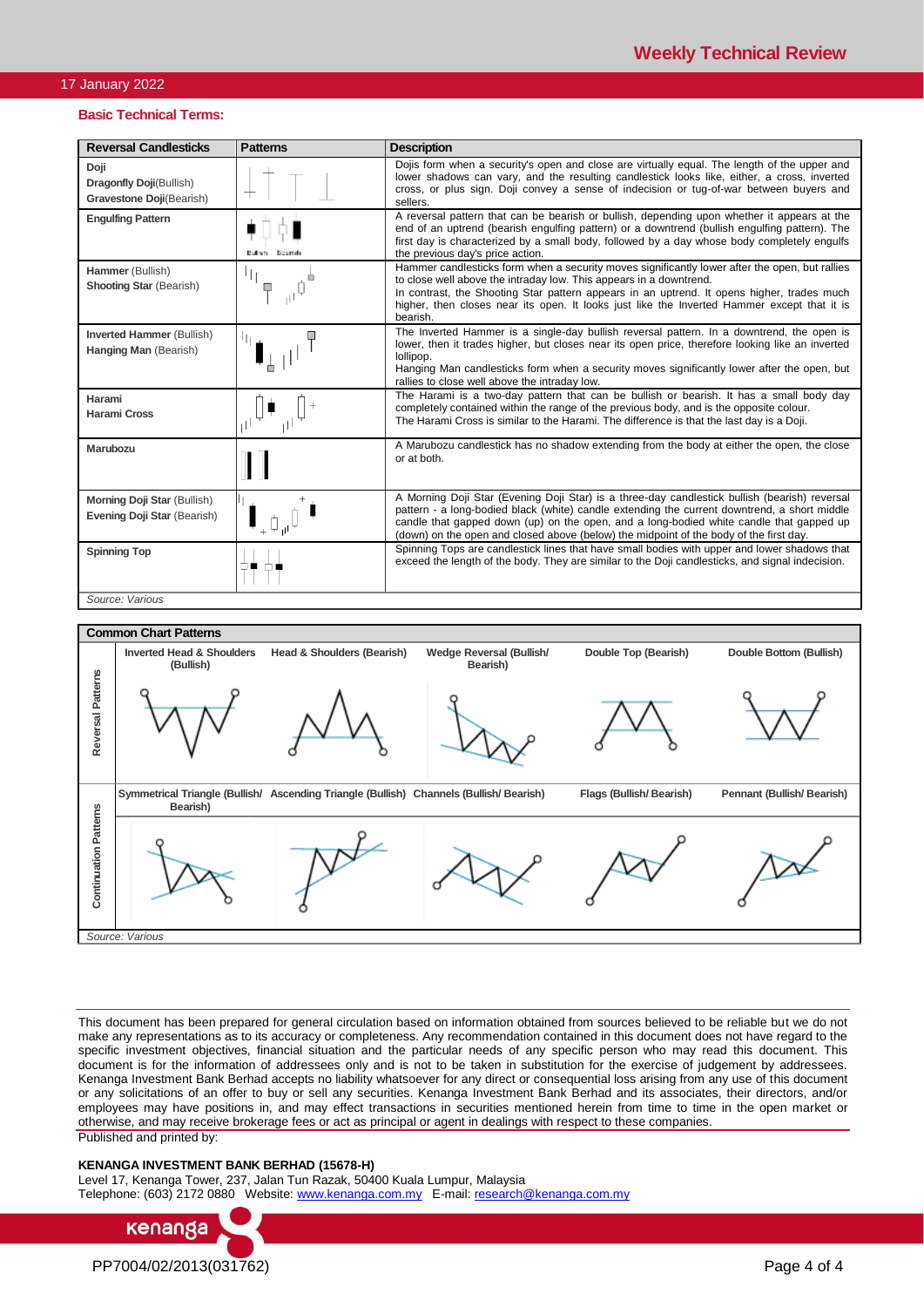## Basic Technical Terms:

| Reversal Candlesticks | Patterns | Description |
|---|---|---|
| **Doji** **Dragonfly Doji**(Bullish) **Gravestone Doji**(Bearish) | | Dojis form when a security's open and close are virtually equal. The length of the upper and lower shadows can vary, and the resulting candlestick looks like, either, a cross, inverted cross, or plus sign. Doji convey a sense of indecision or tug-of-war between buyers and sellers. |
| **Engulfing Pattern** | Bullish Bearish | A reversal pattern that can be bearish or bullish, depending upon whether it appears at the end of an uptrend (bearish engulfing pattern) or a downtrend (bullish engulfing pattern). The first day is characterized by a small body, followed by a day whose body completely engulfs the previous day's price action. |
| **Hammer** (Bullish) **Shooting Star** (Bearish) | | Hammer candlesticks form when a security moves significantly lower after the open, but rallies to close well above the intraday low. This appears in a downtrend. In contrast, the Shooting Star pattern appears in an uptrend. It opens higher, trades much higher, then closes near its open. It looks just like the Inverted Hammer except that it is bearish. |
| **Inverted Hammer** (Bullish) **Hanging Man** (Bearish) | | The Inverted Hammer is a single-day bullish reversal pattern. In a downtrend, the open is lower, then it trades higher, but closes near its open price, therefore looking like an inverted lollipop. Hanging Man candlesticks form when a security moves significantly lower after the open, but rallies to close well above the intraday low. |
| **Harami** **Harami Cross** | | The Harami is a two-day pattern that can be bullish or bearish. It has a small body day completely contained within the range of the previous body, and is the opposite colour. The Harami Cross is similar to the Harami. The difference is that the last day is a Doji. |
| **Marubozu** | | A Marubozu candlestick has no shadow extending from the body at either the open, the close or at both. |
| **Morning Doji Star** (Bullish) **Evening Doji Star** (Bearish) | | A Morning Doji Star (Evening Doji Star) is a three-day candlestick bullish (bearish) reversal pattern - a long-bodied black (white) candle extending the current downtrend, a short middle candle that gapped down (up) on the open, and a long-bodied white candle that gapped up (down) on the open and closed above (below) the midpoint of the body of the first day. |
| **Spinning Top** | | Spinning Tops are candlestick lines that have small bodies with upper and lower shadows that exceed the length of the body. They are similar to the Doji candlesticks, and signal indecision. |

*Source: Various*

**Common Chart Patterns**

Reversal Patterns

Inverted Head & Shoulders (Bullish)

Head & Shoulders (Bearish)

Wedge Reversal (Bullish/ Bearish)

Double Top (Bearish)

Double Bottom (Bullish)

Continuation Patterns

Symmetrical Triangle (Bullish/ Bearish)

Ascending Triangle (Bullish)

Channels (Bullish/ Bearish)

Flags (Bullish/ Bearish)

Pennant (Bullish/ Bearish)

*Source: Various*

This document has been prepared for general circulation based on information obtained from sources believed to be reliable but we do not make any representations as to its accuracy or completeness. Any recommendation contained in this document does not have regard to the specific investment objectives, financial situation and the particular needs of any specific person who may read this document. This document is for the information of addressees only and is not to be taken in substitution for the exercise of judgement by addressees. Kenanga Investment Bank Berhad accepts no liability whatsoever for any direct or consequential loss arising from any use of this document or any solicitations of an offer to buy or sell any securities. Kenanga Investment Bank Berhad and its associates, their directors, and/or employees may have positions in, and may effect transactions in securities mentioned herein from time to time in the open market or otherwise, and may receive brokerage fees or act as principal or agent in dealings with respect to these companies.

Published and printed by:

**KENANGA INVESTMENT BANK BERHAD (15678-H)**
Level 17, Kenanga Tower, 237, Jalan Tun Razak, 50400 Kuala Lumpur, Malaysia
Telephone: (603) 2172 0880 Website: www.kenanga.com.my E-mail: research@kenanga.com.my

PP7004/02/2013(031762)